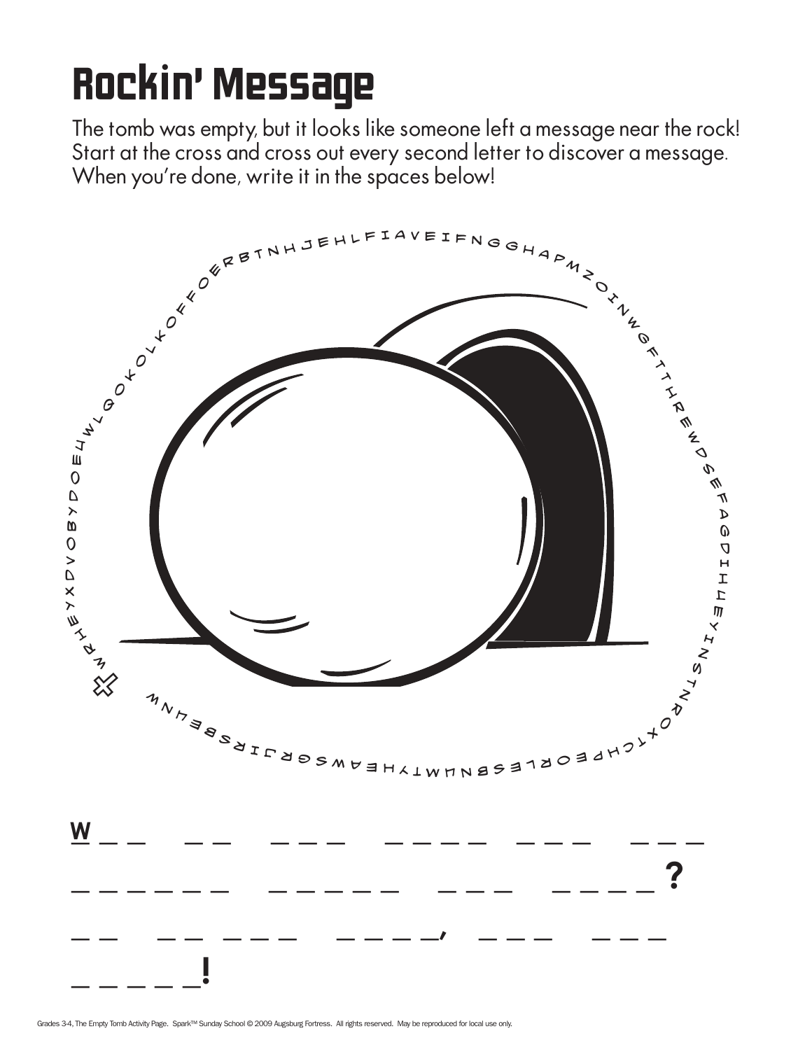# Rockin' Message

The tomb was empty, but it looks like someone left a message near the rock! Start at the cross and cross out every second letter to discover a message. When you're done, write it in the spaces below!

✠ W R H E Y X D V O B Y D O E L W L Q O K O L K O F F O E R B T N H J E H L F I A V E I F N G G H A P M Z O I N W G F T H R E W D S E F A G D I H L E Y I N S T N R O X T C H P E O R L E S B N U M T Y H E A W S G R J I R S B E H N W

W _ _   _ _   _ _ _   _ _ _ _   _ _ _   _ _ _

_ _ _ _ _ _ _   _ _ _ _ _ _   _ _ _   _ _ _ _ _?

_ _   _ _   _ _ _   _ _ _ _ _,   _ _ _   _ _ _

_ _ _ _ _ _!

Grades 3-4, The Empty Tomb Activity Page. Spark™ Sunday School © 2009 Augsburg Fortress. All rights reserved. May be reproduced for local use only.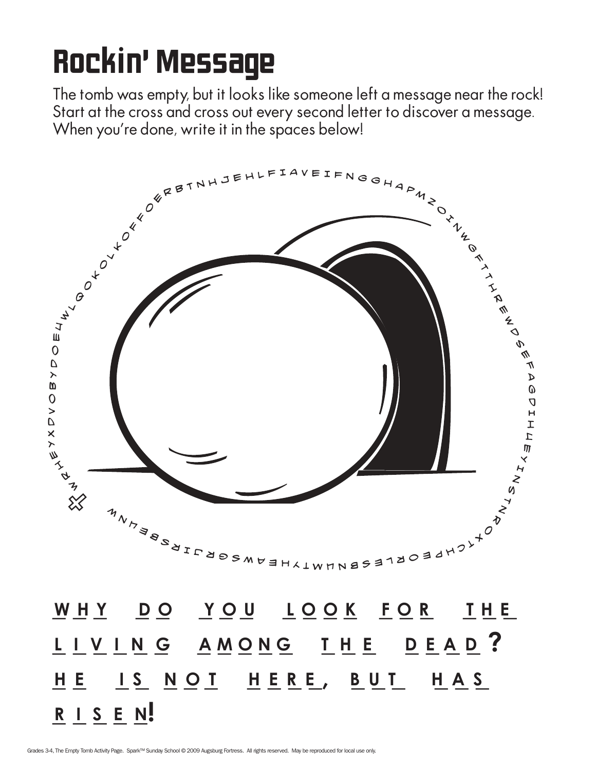# Rockin' Message

The tomb was empty, but it looks like someone left a message near the rock! Start at the cross and cross out every second letter to discover a message. When you're done, write it in the spaces below!

W H Y   D O   Y O U   L O O K   F O R   T H E

L I V I N G   A M O N G   T H E   D E A D ?

H E   I S   N O T   H E R E ,   B U T   H A S

R I S E N !

Grades 3-4, The Empty Tomb Activity Page. Spark™ Sunday School © 2009 Augsburg Fortress. All rights reserved. May be reproduced for local use only.